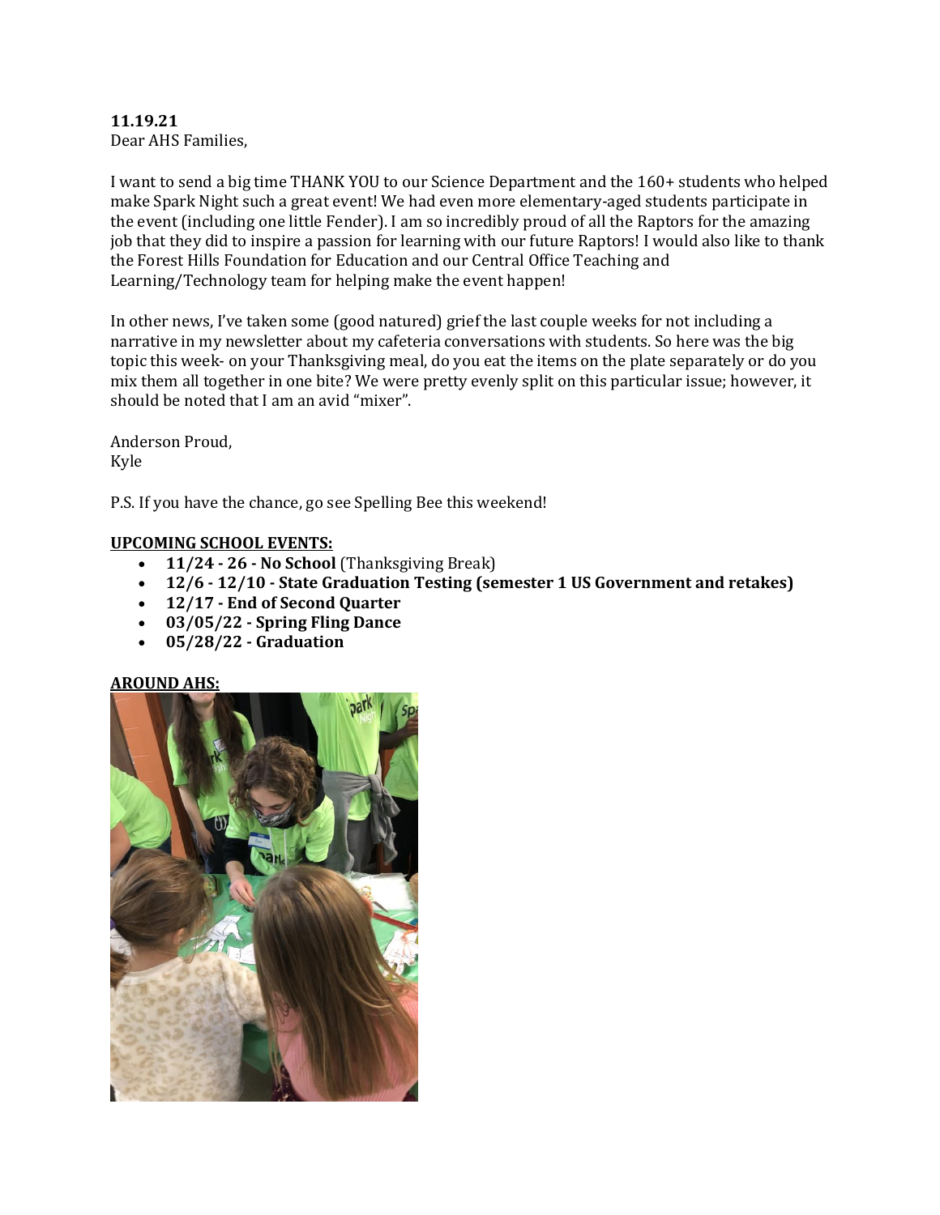**11.19.21**
Dear AHS Families,

I want to send a big time THANK YOU to our Science Department and the 160+ students who helped make Spark Night such a great event! We had even more elementary-aged students participate in the event (including one little Fender). I am so incredibly proud of all the Raptors for the amazing job that they did to inspire a passion for learning with our future Raptors! I would also like to thank the Forest Hills Foundation for Education and our Central Office Teaching and Learning/Technology team for helping make the event happen!

In other news, I've taken some (good natured) grief the last couple weeks for not including a narrative in my newsletter about my cafeteria conversations with students. So here was the big topic this week- on your Thanksgiving meal, do you eat the items on the plate separately or do you mix them all together in one bite? We were pretty evenly split on this particular issue; however, it should be noted that I am an avid "mixer".

Anderson Proud,
Kyle

P.S. If you have the chance, go see Spelling Bee this weekend!

**UPCOMING SCHOOL EVENTS:**

- **11/24 - 26 - No School** (Thanksgiving Break)
- **12/6 - 12/10 - State Graduation Testing (semester 1 US Government and retakes)**
- **12/17 - End of Second Quarter**
- **03/05/22 - Spring Fling Dance**
- **05/28/22 - Graduation**

**AROUND AHS:**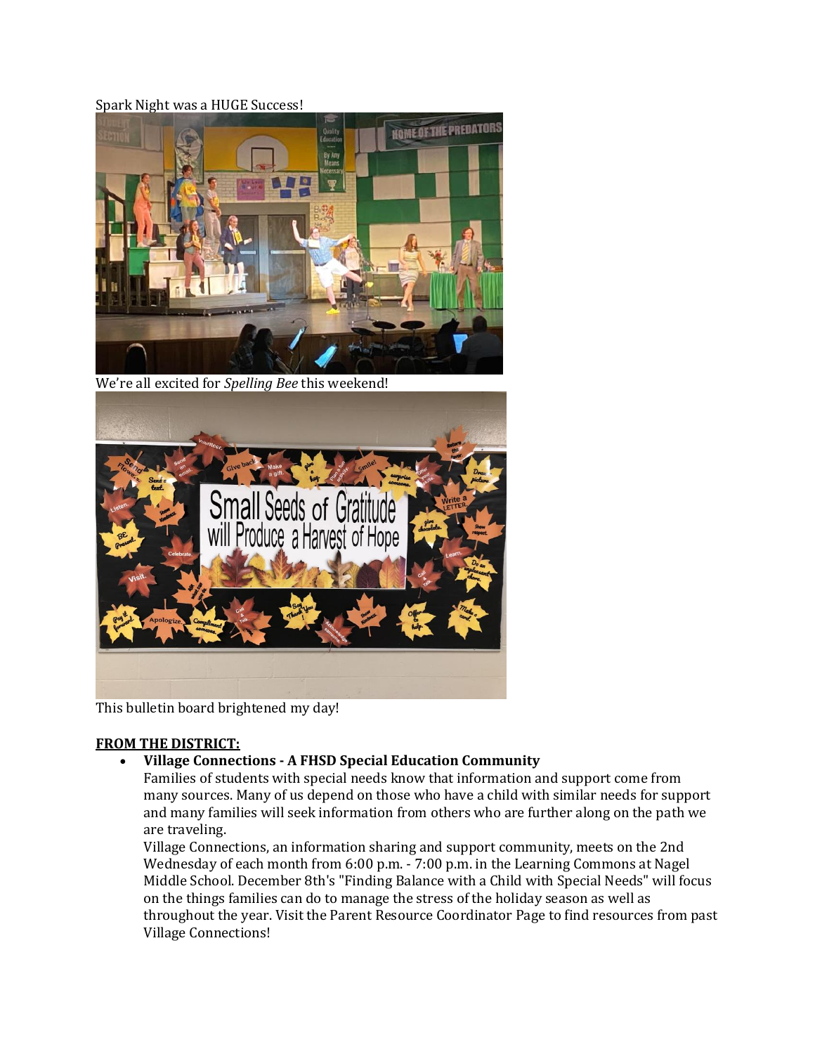Spark Night was a HUGE Success!

We're all excited for *Spelling Bee* this weekend!

This bulletin board brightened my day!

**FROM THE DISTRICT:**

- **Village Connections - A FHSD Special Education Community**
  Families of students with special needs know that information and support come from many sources. Many of us depend on those who have a child with similar needs for support and many families will seek information from others who are further along on the path we are traveling.
  Village Connections, an information sharing and support community, meets on the 2nd Wednesday of each month from 6:00 p.m. - 7:00 p.m. in the Learning Commons at Nagel Middle School. December 8th's "Finding Balance with a Child with Special Needs" will focus on the things families can do to manage the stress of the holiday season as well as throughout the year. Visit the Parent Resource Coordinator Page to find resources from past Village Connections!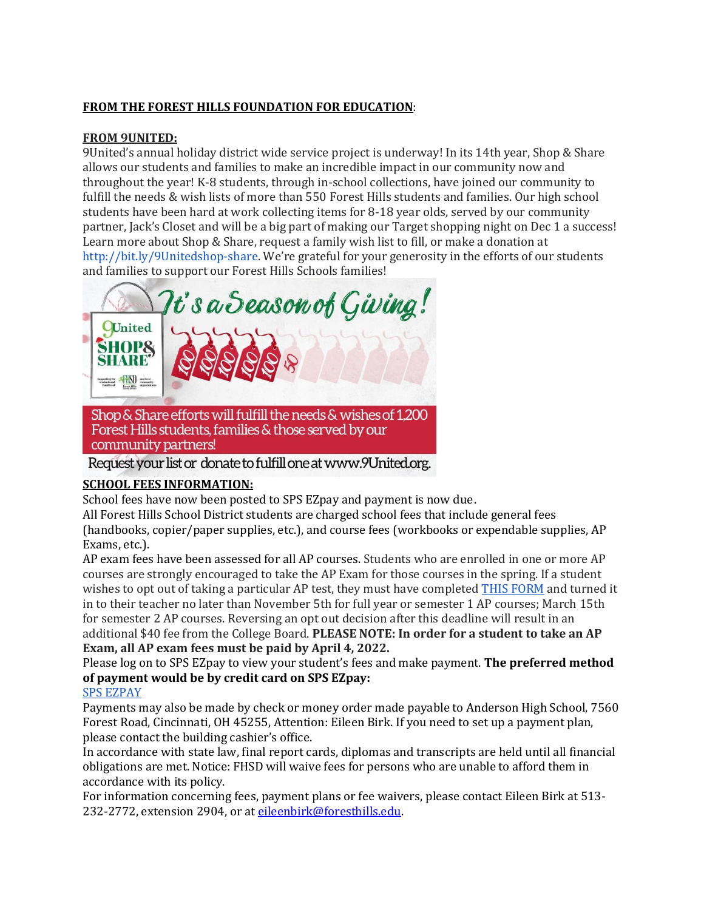**FROM THE FOREST HILLS FOUNDATION FOR EDUCATION**:

**FROM 9UNITED:**

9United's annual holiday district wide service project is underway! In its 14th year, Shop & Share allows our students and families to make an incredible impact in our community now and throughout the year! K-8 students, through in-school collections, have joined our community to fulfill the needs & wish lists of more than 550 Forest Hills students and families. Our high school students have been hard at work collecting items for 8-18 year olds, served by our community partner, Jack's Closet and will be a big part of making our Target shopping night on Dec 1 a success! Learn more about Shop & Share, request a family wish list to fill, or make a donation at http://bit.ly/9Unitedshop-share. We're grateful for your generosity in the efforts of our students and families to support our Forest Hills Schools families!

It's a Season of Giving!

Shop & Share efforts will fulfill the needs & wishes of 1,200 Forest Hills students, families & those served by our community partners!

Request your list or donate to fulfill one at www.9United.org.

**SCHOOL FEES INFORMATION:**

School fees have now been posted to SPS EZpay and payment is now due.

All Forest Hills School District students are charged school fees that include general fees (handbooks, copier/paper supplies, etc.), and course fees (workbooks or expendable supplies, AP Exams, etc.).

AP exam fees have been assessed for all AP courses. Students who are enrolled in one or more AP courses are strongly encouraged to take the AP Exam for those courses in the spring. If a student wishes to opt out of taking a particular AP test, they must have completed THIS FORM and turned it in to their teacher no later than November 5th for full year or semester 1 AP courses; March 15th for semester 2 AP courses. Reversing an opt out decision after this deadline will result in an additional $40 fee from the College Board. **PLEASE NOTE: In order for a student to take an AP Exam, all AP exam fees must be paid by April 4, 2022.**

Please log on to SPS EZpay to view your student's fees and make payment. **The preferred method of payment would be by credit card on SPS EZpay:**

SPS EZPAY

Payments may also be made by check or money order made payable to Anderson High School, 7560 Forest Road, Cincinnati, OH 45255, Attention: Eileen Birk. If you need to set up a payment plan, please contact the building cashier's office.

In accordance with state law, final report cards, diplomas and transcripts are held until all financial obligations are met. Notice: FHSD will waive fees for persons who are unable to afford them in accordance with its policy.

For information concerning fees, payment plans or fee waivers, please contact Eileen Birk at 513-232-2772, extension 2904, or at eileenbirk@foresthills.edu.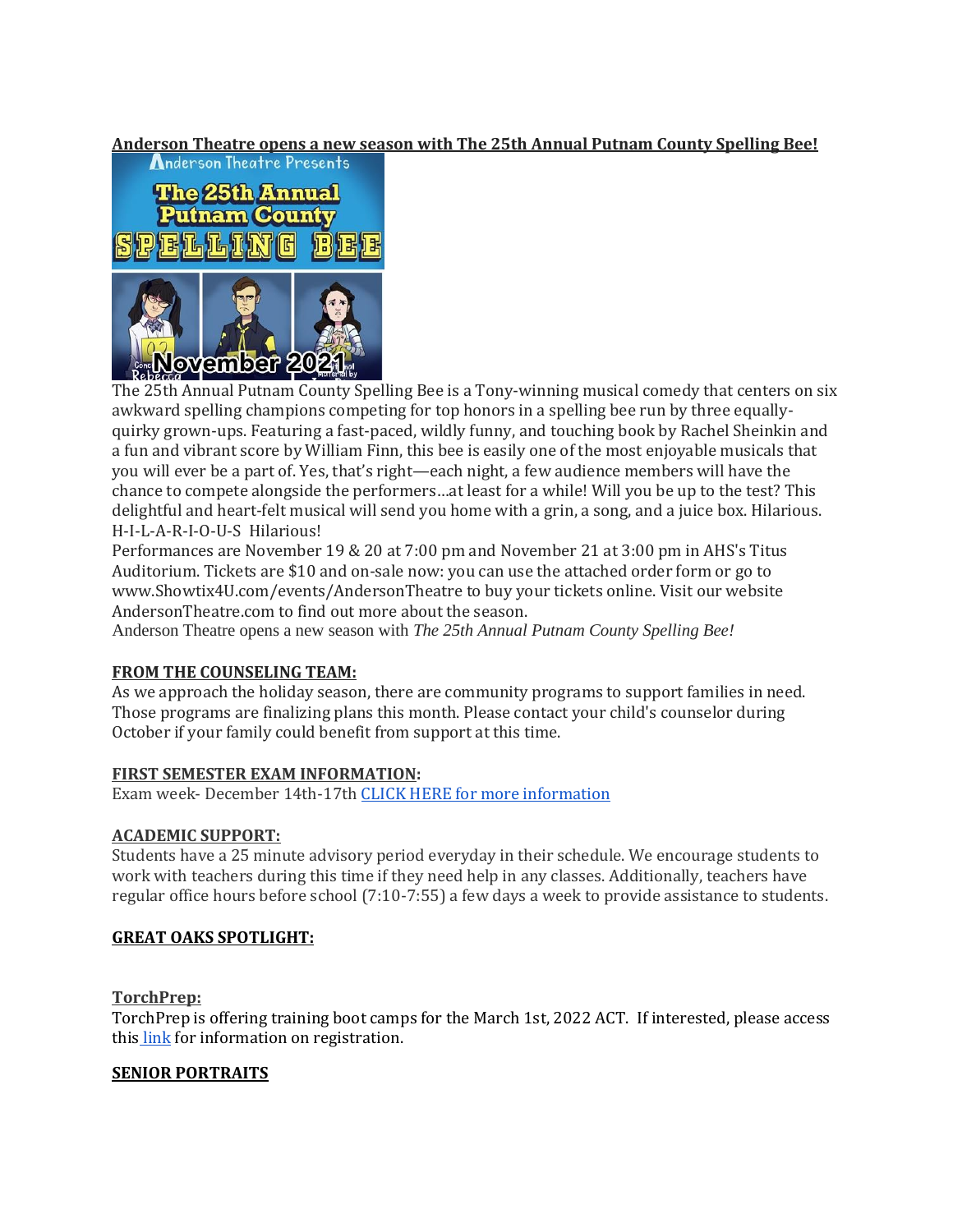**Anderson Theatre opens a new season with The 25th Annual Putnam County Spelling Bee!**

The 25th Annual Putnam County Spelling Bee is a Tony-winning musical comedy that centers on six awkward spelling champions competing for top honors in a spelling bee run by three equally-quirky grown-ups. Featuring a fast-paced, wildly funny, and touching book by Rachel Sheinkin and a fun and vibrant score by William Finn, this bee is easily one of the most enjoyable musicals that you will ever be a part of. Yes, that's right—each night, a few audience members will have the chance to compete alongside the performers...at least for a while! Will you be up to the test? This delightful and heart-felt musical will send you home with a grin, a song, and a juice box. Hilarious. H-I-L-A-R-I-O-U-S Hilarious!

Performances are November 19 & 20 at 7:00 pm and November 21 at 3:00 pm in AHS's Titus Auditorium. Tickets are $10 and on-sale now: you can use the attached order form or go to www.Showtix4U.com/events/AndersonTheatre to buy your tickets online. Visit our website AndersonTheatre.com to find out more about the season.

Anderson Theatre opens a new season with *The 25th Annual Putnam County Spelling Bee!*

**FROM THE COUNSELING TEAM:**

As we approach the holiday season, there are community programs to support families in need. Those programs are finalizing plans this month. Please contact your child's counselor during October if your family could benefit from support at this time.

**FIRST SEMESTER EXAM INFORMATION:**

Exam week- December 14th-17th [CLICK HERE for more information]

**ACADEMIC SUPPORT:**

Students have a 25 minute advisory period everyday in their schedule. We encourage students to work with teachers during this time if they need help in any classes. Additionally, teachers have regular office hours before school (7:10-7:55) a few days a week to provide assistance to students.

**GREAT OAKS SPOTLIGHT:**

**TorchPrep:**

TorchPrep is offering training boot camps for the March 1st, 2022 ACT. If interested, please access this [link] for information on registration.

**SENIOR PORTRAITS**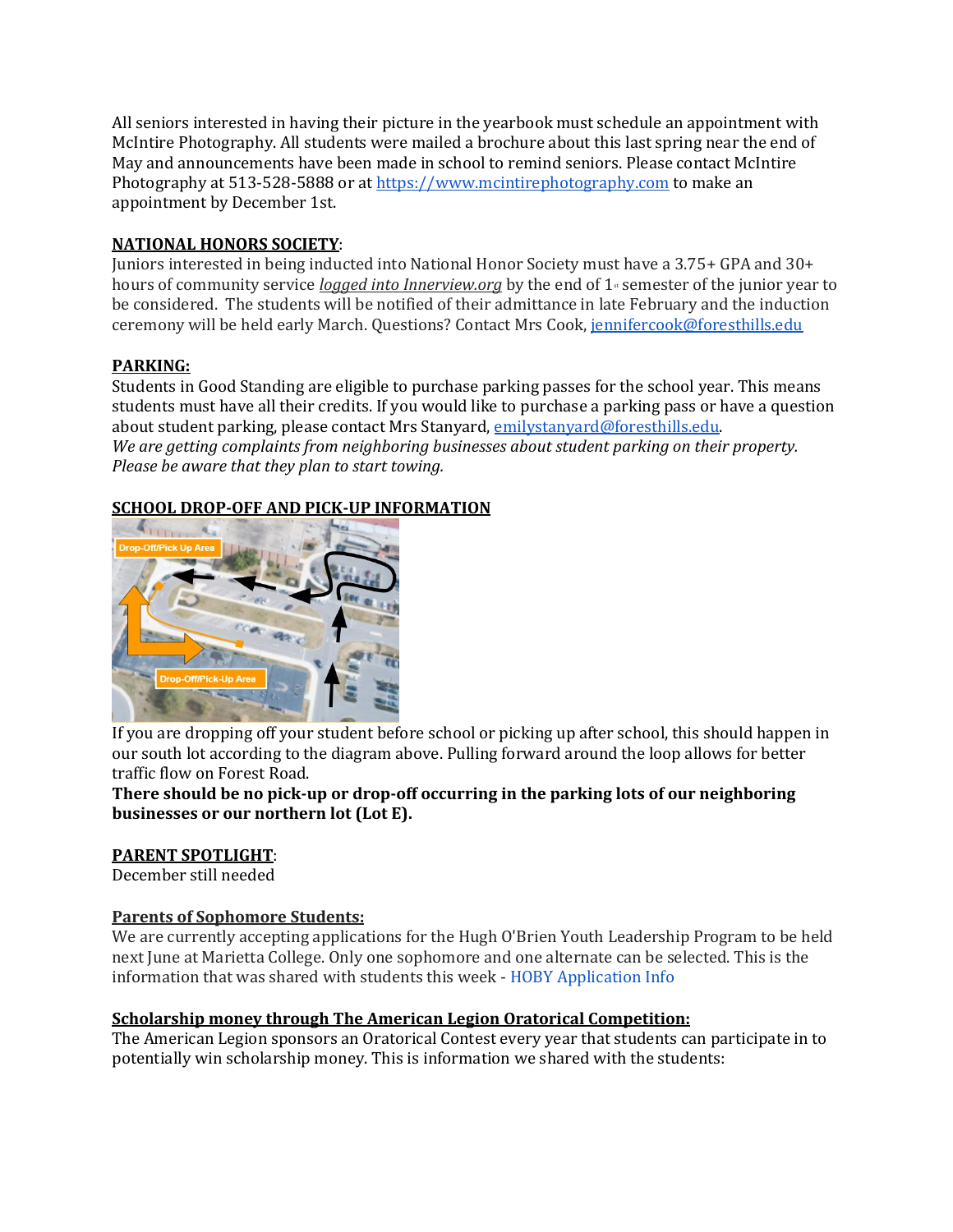All seniors interested in having their picture in the yearbook must schedule an appointment with McIntire Photography. All students were mailed a brochure about this last spring near the end of May and announcements have been made in school to remind seniors. Please contact McIntire Photography at 513-528-5888 or at [https://www.mcintirephotography.com](https://www.mcintirephotography.com) to make an appointment by December 1st.

**NATIONAL HONORS SOCIETY**:

Juniors interested in being inducted into National Honor Society must have a 3.75+ GPA and 30+ hours of community service *logged into Innerview.org* by the end of 1st semester of the junior year to be considered. The students will be notified of their admittance in late February and the induction ceremony will be held early March. Questions? Contact Mrs Cook, jennifercook@foresthills.edu

**PARKING:**

Students in Good Standing are eligible to purchase parking passes for the school year. This means students must have all their credits. If you would like to purchase a parking pass or have a question about student parking, please contact Mrs Stanyard, emilystanyard@foresthills.edu.

*We are getting complaints from neighboring businesses about student parking on their property. Please be aware that they plan to start towing.*

**SCHOOL DROP-OFF AND PICK-UP INFORMATION**

If you are dropping off your student before school or picking up after school, this should happen in our south lot according to the diagram above. Pulling forward around the loop allows for better traffic flow on Forest Road.

**There should be no pick-up or drop-off occurring in the parking lots of our neighboring businesses or our northern lot (Lot E).**

**PARENT SPOTLIGHT**:

December still needed

**Parents of Sophomore Students:**

We are currently accepting applications for the Hugh O'Brien Youth Leadership Program to be held next June at Marietta College. Only one sophomore and one alternate can be selected. This is the information that was shared with students this week - HOBY Application Info

**Scholarship money through The American Legion Oratorical Competition:**

The American Legion sponsors an Oratorical Contest every year that students can participate in to potentially win scholarship money. This is information we shared with the students: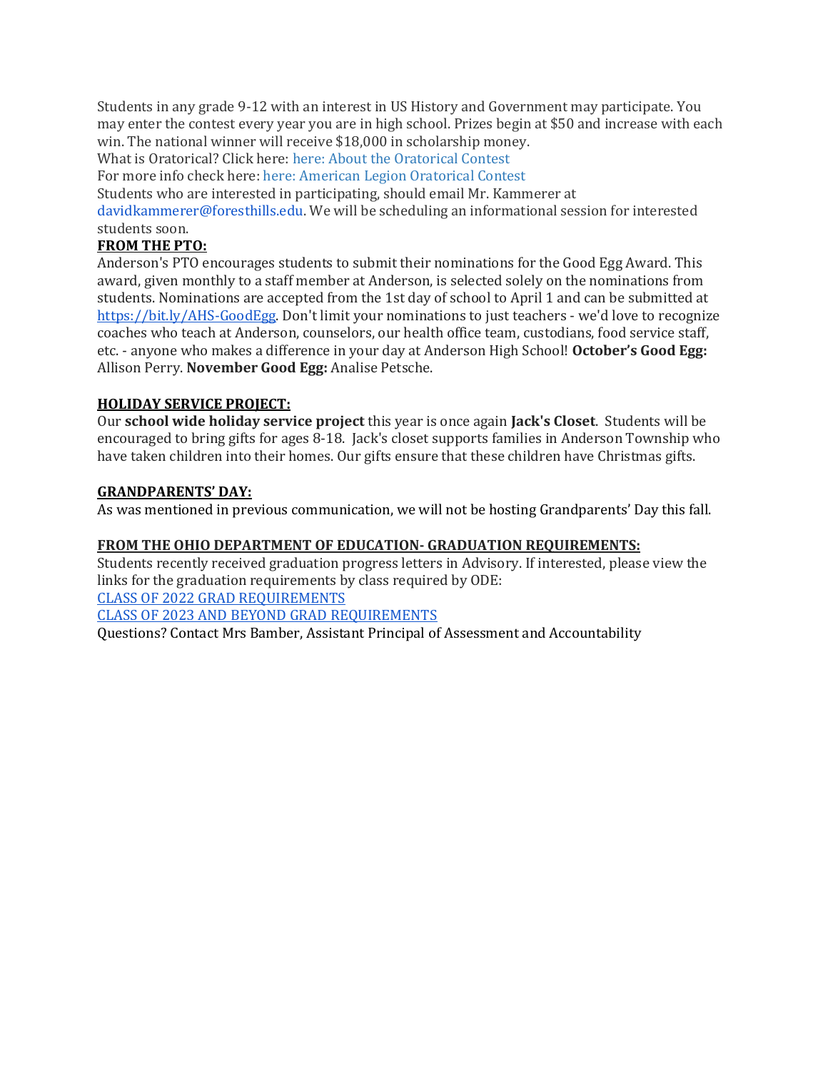Students in any grade 9-12 with an interest in US History and Government may participate. You may enter the contest every year you are in high school. Prizes begin at $50 and increase with each win. The national winner will receive $18,000 in scholarship money.

What is Oratorical? Click here: here: About the Oratorical Contest

For more info check here: here: American Legion Oratorical Contest

Students who are interested in participating, should email Mr. Kammerer at davidkammerer@foresthills.edu. We will be scheduling an informational session for interested students soon.

**FROM THE PTO:**

Anderson's PTO encourages students to submit their nominations for the Good Egg Award. This award, given monthly to a staff member at Anderson, is selected solely on the nominations from students. Nominations are accepted from the 1st day of school to April 1 and can be submitted at https://bit.ly/AHS-GoodEgg. Don't limit your nominations to just teachers - we'd love to recognize coaches who teach at Anderson, counselors, our health office team, custodians, food service staff, etc. - anyone who makes a difference in your day at Anderson High School! **October's Good Egg:** Allison Perry. **November Good Egg:** Analise Petsche.

**HOLIDAY SERVICE PROJECT:**

Our **school wide holiday service project** this year is once again **Jack's Closet**. Students will be encouraged to bring gifts for ages 8-18. Jack's closet supports families in Anderson Township who have taken children into their homes. Our gifts ensure that these children have Christmas gifts.

**GRANDPARENTS' DAY:**

As was mentioned in previous communication, we will not be hosting Grandparents' Day this fall.

**FROM THE OHIO DEPARTMENT OF EDUCATION- GRADUATION REQUIREMENTS:**

Students recently received graduation progress letters in Advisory. If interested, please view the links for the graduation requirements by class required by ODE:

CLASS OF 2022 GRAD REQUIREMENTS

CLASS OF 2023 AND BEYOND GRAD REQUIREMENTS

Questions? Contact Mrs Bamber, Assistant Principal of Assessment and Accountability